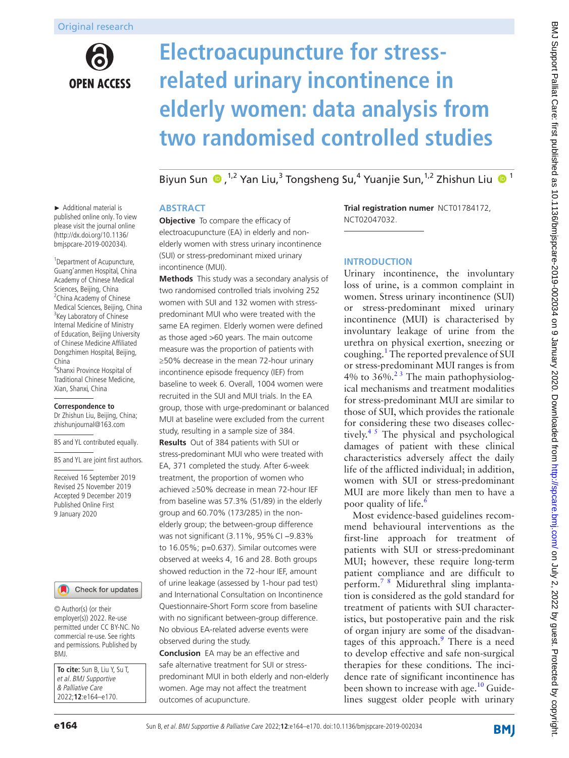Original research

# Electroacupuncture for stress-related urinary incontinence in elderly women: data analysis from two randomised controlled studies

Biyun Sun,[1,2] Yan Liu,[3] Tongsheng Su,[4] Yuanjie Sun,[1,2] Zhishun Liu[1]

► Additional material is published online only. To view please visit the journal online (http://dx.doi.org/10.1136/bmjspcare-2019-002034).

[1]Department of Acupuncture, Guang'anmen Hospital, China Academy of Chinese Medical Sciences, Beijing, China
[2]China Academy of Chinese Medical Sciences, Beijing, China
[3]Key Laboratory of Chinese Internal Medicine of Ministry of Education, Beijing University of Chinese Medicine Affiliated Dongzhimen Hospital, Beijing, China
[4]Shanxi Province Hospital of Traditional Chinese Medicine, Xian, Shanxi, China

**Correspondence to**
Dr Zhishun Liu, Beijing, China; zhishunjournal@163.com

BS and YL contributed equally.

BS and YL are joint first authors.

Received 16 September 2019
Revised 25 November 2019
Accepted 9 December 2019
Published Online First 9 January 2020

© Author(s) (or their employer(s)) 2022. Re-use permitted under CC BY-NC. No commercial re-use. See rights and permissions. Published by BMJ.

**To cite:** Sun B, Liu Y, Su T, *et al*. *BMJ Supportive & Palliative Care* 2022;**12**:e164–e170.

## ABSTRACT

**Objective** To compare the efficacy of electroacupuncture (EA) in elderly and non-elderly women with stress urinary incontinence (SUI) or stress-predominant mixed urinary incontinence (MUI).

**Methods** This study was a secondary analysis of two randomised controlled trials involving 252 women with SUI and 132 women with stress-predominant MUI who were treated with the same EA regimen. Elderly women were defined as those aged >60 years. The main outcome measure was the proportion of patients with ≥50% decrease in the mean 72-hour urinary incontinence episode frequency (IEF) from baseline to week 6. Overall, 1004 women were recruited in the SUI and MUI trials. In the EA group, those with urge-predominant or balanced MUI at baseline were excluded from the current study, resulting in a sample size of 384.

**Results** Out of 384 patients with SUI or stress-predominant MUI who were treated with EA, 371 completed the study. After 6-week treatment, the proportion of women who achieved ≥50% decrease in mean 72-hour IEF from baseline was 57.3% (51/89) in the elderly group and 60.70% (173/285) in the non-elderly group; the between-group difference was not significant (3.11%, 95% CI −9.83% to 16.05%; p=0.637). Similar outcomes were observed at weeks 4, 16 and 28. Both groups showed reduction in the 72-hour IEF, amount of urine leakage (assessed by 1-hour pad test) and International Consultation on Incontinence Questionnaire-Short Form score from baseline with no significant between-group difference. No obvious EA-related adverse events were observed during the study.

**Conclusion** EA may be an effective and safe alternative treatment for SUI or stress-predominant MUI in both elderly and non-elderly women. Age may not affect the treatment outcomes of acupuncture.

**Trial registration numer** NCT01784172, NCT02047032.

## INTRODUCTION

Urinary incontinence, the involuntary loss of urine, is a common complaint in women. Stress urinary incontinence (SUI) or stress-predominant mixed urinary incontinence (MUI) is characterised by involuntary leakage of urine from the urethra on physical exertion, sneezing or coughing.[1] The reported prevalence of SUI or stress-predominant MUI ranges is from 4% to 36%.[2,3] The main pathophysiological mechanisms and treatment modalities for stress-predominant MUI are similar to those of SUI, which provides the rationale for considering these two diseases collectively.[4,5] The physical and psychological damages of patient with these clinical characteristics adversely affect the daily life of the afflicted individual; in addition, women with SUI or stress-predominant MUI are more likely than men to have a poor quality of life.[6]

Most evidence-based guidelines recommend behavioural interventions as the first-line approach for treatment of patients with SUI or stress-predominant MUI; however, these require long-term patient compliance and are difficult to perform.[7,8] Midurethral sling implantation is considered as the gold standard for treatment of patients with SUI characteristics, but postoperative pain and the risk of organ injury are some of the disadvantages of this approach.[9] There is a need to develop effective and safe non-surgical therapies for these conditions. The incidence rate of significant incontinence has been shown to increase with age.[10] Guidelines suggest older people with urinary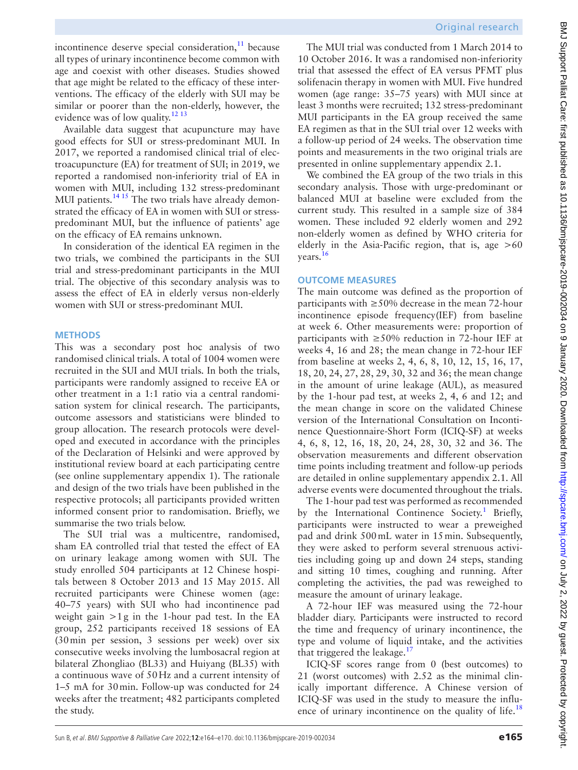incontinence deserve special consideration,[11] because all types of urinary incontinence become common with age and coexist with other diseases. Studies showed that age might be related to the efficacy of these interventions. The efficacy of the elderly with SUI may be similar or poorer than the non-elderly, however, the evidence was of low quality.[12 13]

Available data suggest that acupuncture may have good effects for SUI or stress-predominant MUI. In 2017, we reported a randomised clinical trial of electroacupuncture (EA) for treatment of SUI; in 2019, we reported a randomised non-inferiority trial of EA in women with MUI, including 132 stress-predominant MUI patients.[14 15] The two trials have already demonstrated the efficacy of EA in women with SUI or stress-predominant MUI, but the influence of patients' age on the efficacy of EA remains unknown.

In consideration of the identical EA regimen in the two trials, we combined the participants in the SUI trial and stress-predominant participants in the MUI trial. The objective of this secondary analysis was to assess the effect of EA in elderly versus non-elderly women with SUI or stress-predominant MUI.

## METHODS

This was a secondary post hoc analysis of two randomised clinical trials. A total of 1004 women were recruited in the SUI and MUI trials. In both the trials, participants were randomly assigned to receive EA or other treatment in a 1:1 ratio via a central randomisation system for clinical research. The participants, outcome assessors and statisticians were blinded to group allocation. The research protocols were developed and executed in accordance with the principles of the Declaration of Helsinki and were approved by institutional review board at each participating centre (see online supplementary appendix 1). The rationale and design of the two trials have been published in the respective protocols; all participants provided written informed consent prior to randomisation. Briefly, we summarise the two trials below.

The SUI trial was a multicentre, randomised, sham EA controlled trial that tested the effect of EA on urinary leakage among women with SUI. The study enrolled 504 participants at 12 Chinese hospitals between 8 October 2013 and 15 May 2015. All recruited participants were Chinese women (age: 40–75 years) with SUI who had incontinence pad weight gain >1 g in the 1-hour pad test. In the EA group, 252 participants received 18 sessions of EA (30 min per session, 3 sessions per week) over six consecutive weeks involving the lumbosacral region at bilateral Zhongliao (BL33) and Huiyang (BL35) with a continuous wave of 50 Hz and a current intensity of 1–5 mA for 30 min. Follow-up was conducted for 24 weeks after the treatment; 482 participants completed the study.

The MUI trial was conducted from 1 March 2014 to 10 October 2016. It was a randomised non-inferiority trial that assessed the effect of EA versus PFMT plus solifenacin therapy in women with MUI. Five hundred women (age range: 35–75 years) with MUI since at least 3 months were recruited; 132 stress-predominant MUI participants in the EA group received the same EA regimen as that in the SUI trial over 12 weeks with a follow-up period of 24 weeks. The observation time points and measurements in the two original trials are presented in online supplementary appendix 2.1.

We combined the EA group of the two trials in this secondary analysis. Those with urge-predominant or balanced MUI at baseline were excluded from the current study. This resulted in a sample size of 384 women. These included 92 elderly women and 292 non-elderly women as defined by WHO criteria for elderly in the Asia-Pacific region, that is, age >60 years.[16]

## OUTCOME MEASURES

The main outcome was defined as the proportion of participants with ≥50% decrease in the mean 72-hour incontinence episode frequency(IEF) from baseline at week 6. Other measurements were: proportion of participants with ≥50% reduction in 72-hour IEF at weeks 4, 16 and 28; the mean change in 72-hour IEF from baseline at weeks 2, 4, 6, 8, 10, 12, 15, 16, 17, 18, 20, 24, 27, 28, 29, 30, 32 and 36; the mean change in the amount of urine leakage (AUL), as measured by the 1-hour pad test, at weeks 2, 4, 6 and 12; and the mean change in score on the validated Chinese version of the International Consultation on Incontinence Questionnaire-Short Form (ICIQ-SF) at weeks 4, 6, 8, 12, 16, 18, 20, 24, 28, 30, 32 and 36. The observation measurements and different observation time points including treatment and follow-up periods are detailed in online supplementary appendix 2.1. All adverse events were documented throughout the trials.

The 1-hour pad test was performed as recommended by the International Continence Society.[1] Briefly, participants were instructed to wear a preweighed pad and drink 500 mL water in 15 min. Subsequently, they were asked to perform several strenuous activities including going up and down 24 steps, standing and sitting 10 times, coughing and running. After completing the activities, the pad was reweighed to measure the amount of urinary leakage.

A 72-hour IEF was measured using the 72-hour bladder diary. Participants were instructed to record the time and frequency of urinary incontinence, the type and volume of liquid intake, and the activities that triggered the leakage.[17]

ICIQ-SF scores range from 0 (best outcomes) to 21 (worst outcomes) with 2.52 as the minimal clinically important difference. A Chinese version of ICIQ-SF was used in the study to measure the influence of urinary incontinence on the quality of life.[18]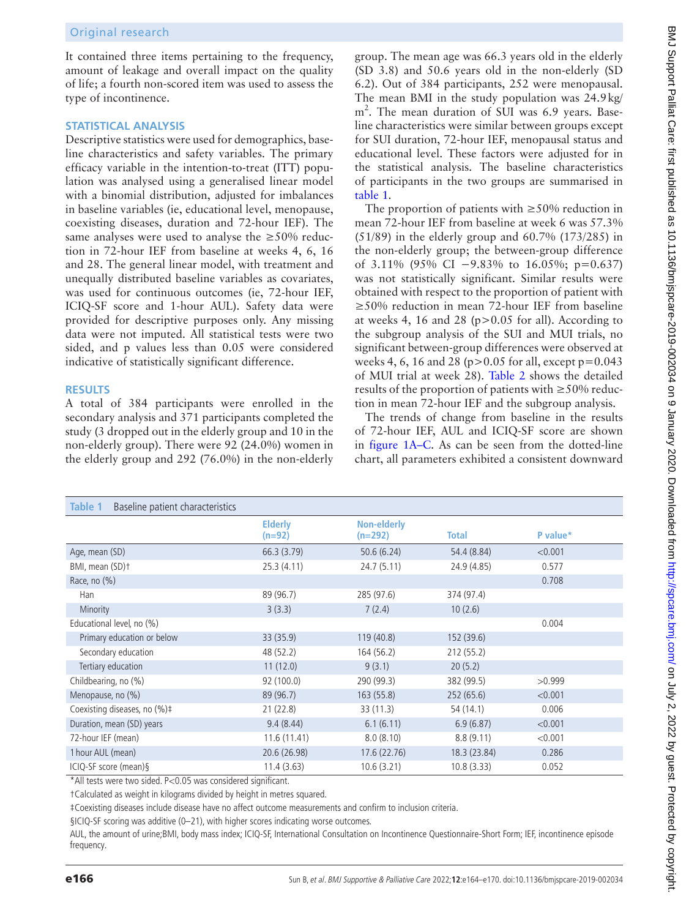It contained three items pertaining to the frequency, amount of leakage and overall impact on the quality of life; a fourth non-scored item was used to assess the type of incontinence.

## STATISTICAL ANALYSIS

Descriptive statistics were used for demographics, baseline characteristics and safety variables. The primary efficacy variable in the intention-to-treat (ITT) population was analysed using a generalised linear model with a binomial distribution, adjusted for imbalances in baseline variables (ie, educational level, menopause, coexisting diseases, duration and 72-hour IEF). The same analyses were used to analyse the ≥50% reduction in 72-hour IEF from baseline at weeks 4, 6, 16 and 28. The general linear model, with treatment and unequally distributed baseline variables as covariates, was used for continuous outcomes (ie, 72-hour IEF, ICIQ-SF score and 1-hour AUL). Safety data were provided for descriptive purposes only. Any missing data were not imputed. All statistical tests were two sided, and p values less than 0.05 were considered indicative of statistically significant difference.

## RESULTS

A total of 384 participants were enrolled in the secondary analysis and 371 participants completed the study (3 dropped out in the elderly group and 10 in the non-elderly group). There were 92 (24.0%) women in the elderly group and 292 (76.0%) in the non-elderly group. The mean age was 66.3 years old in the elderly (SD 3.8) and 50.6 years old in the non-elderly (SD 6.2). Out of 384 participants, 252 were menopausal. The mean BMI in the study population was 24.9 kg/m$^2$. The mean duration of SUI was 6.9 years. Baseline characteristics were similar between groups except for SUI duration, 72-hour IEF, menopausal status and educational level. These factors were adjusted for in the statistical analysis. The baseline characteristics of participants in the two groups are summarised in table 1.

The proportion of patients with ≥50% reduction in mean 72-hour IEF from baseline at week 6 was 57.3% (51/89) in the elderly group and 60.7% (173/285) in the non-elderly group; the between-group difference of 3.11% (95% CI −9.83% to 16.05%; p=0.637) was not statistically significant. Similar results were obtained with respect to the proportion of patient with ≥50% reduction in mean 72-hour IEF from baseline at weeks 4, 16 and 28 (p>0.05 for all). According to the subgroup analysis of the SUI and MUI trials, no significant between-group differences were observed at weeks 4, 6, 16 and 28 (p>0.05 for all, except p=0.043 of MUI trial at week 28). Table 2 shows the detailed results of the proportion of patients with ≥50% reduction in mean 72-hour IEF and the subgroup analysis.

The trends of change from baseline in the results of 72-hour IEF, AUL and ICIQ-SF score are shown in figure 1A–C. As can be seen from the dotted-line chart, all parameters exhibited a consistent downward

**Table 1** Baseline patient characteristics

| | Elderly (n=92) | Non-elderly (n=292) | Total | P value* |
|---|---|---|---|---|
| Age, mean (SD) | 66.3 (3.79) | 50.6 (6.24) | 54.4 (8.84) | <0.001 |
| BMI, mean (SD)† | 25.3 (4.11) | 24.7 (5.11) | 24.9 (4.85) | 0.577 |
| Race, no (%) | | | | 0.708 |
| Han | 89 (96.7) | 285 (97.6) | 374 (97.4) | |
| Minority | 3 (3.3) | 7 (2.4) | 10 (2.6) | |
| Educational level, no (%) | | | | 0.004 |
| Primary education or below | 33 (35.9) | 119 (40.8) | 152 (39.6) | |
| Secondary education | 48 (52.2) | 164 (56.2) | 212 (55.2) | |
| Tertiary education | 11 (12.0) | 9 (3.1) | 20 (5.2) | |
| Childbearing, no (%) | 92 (100.0) | 290 (99.3) | 382 (99.5) | >0.999 |
| Menopause, no (%) | 89 (96.7) | 163 (55.8) | 252 (65.6) | <0.001 |
| Coexisting diseases, no (%)‡ | 21 (22.8) | 33 (11.3) | 54 (14.1) | 0.006 |
| Duration, mean (SD) years | 9.4 (8.44) | 6.1 (6.11) | 6.9 (6.87) | <0.001 |
| 72-hour IEF (mean) | 11.6 (11.41) | 8.0 (8.10) | 8.8 (9.11) | <0.001 |
| 1 hour AUL (mean) | 20.6 (26.98) | 17.6 (22.76) | 18.3 (23.84) | 0.286 |
| ICIQ-SF score (mean)§ | 11.4 (3.63) | 10.6 (3.21) | 10.8 (3.33) | 0.052 |

*All tests were two sided. P<0.05 was considered significant.

†Calculated as weight in kilograms divided by height in metres squared.

‡Coexisting diseases include disease have no affect outcome measurements and confirm to inclusion criteria.

§ICIQ-SF scoring was additive (0–21), with higher scores indicating worse outcomes.

AUL, the amount of urine;BMI, body mass index; ICIQ-SF, International Consultation on Incontinence Questionnaire-Short Form; IEF, incontinence episode frequency.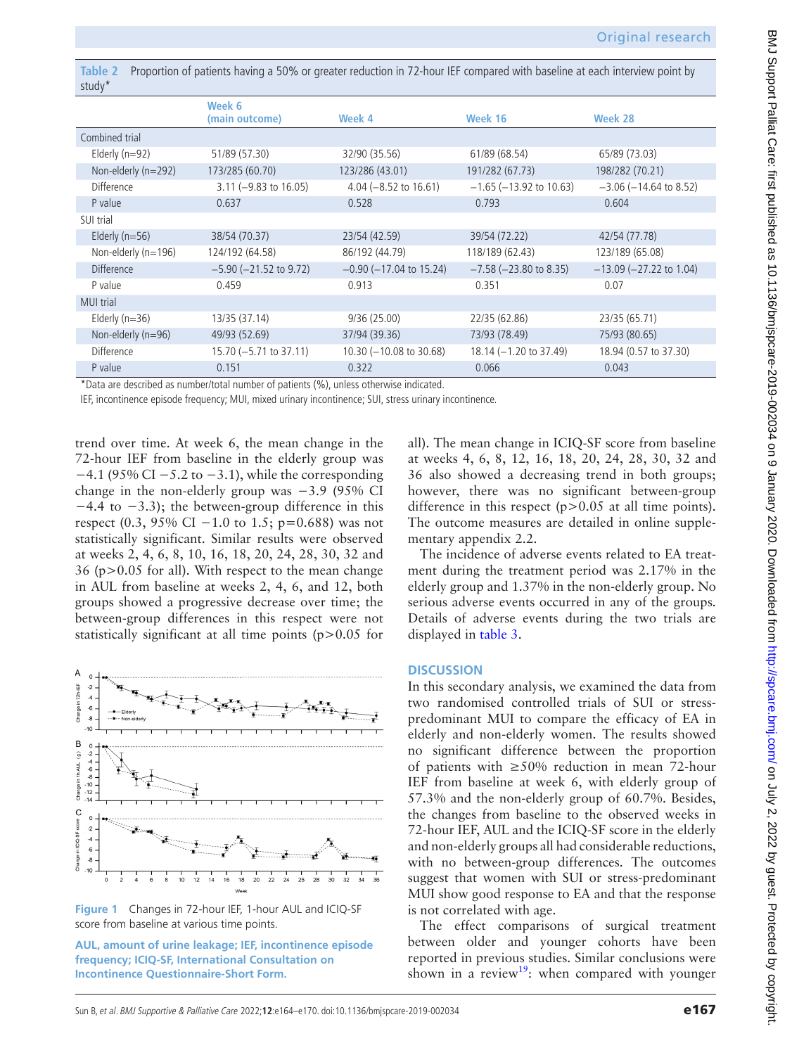Table 2 Proportion of patients having a 50% or greater reduction in 72-hour IEF compared with baseline at each interview point by study*

| | Week 6 (main outcome) | Week 4 | Week 16 | Week 28 |
|---|---|---|---|---|
| Combined trial | | | | |
| Elderly (n=92) | 51/89 (57.30) | 32/90 (35.56) | 61/89 (68.54) | 65/89 (73.03) |
| Non-elderly (n=292) | 173/285 (60.70) | 123/286 (43.01) | 191/282 (67.73) | 198/282 (70.21) |
| Difference | 3.11 (−9.83 to 16.05) | 4.04 (−8.52 to 16.61) | −1.65 (−13.92 to 10.63) | −3.06 (−14.64 to 8.52) |
| P value | 0.637 | 0.528 | 0.793 | 0.604 |
| SUI trial | | | | |
| Elderly (n=56) | 38/54 (70.37) | 23/54 (42.59) | 39/54 (72.22) | 42/54 (77.78) |
| Non-elderly (n=196) | 124/192 (64.58) | 86/192 (44.79) | 118/189 (62.43) | 123/189 (65.08) |
| Difference | −5.90 (−21.52 to 9.72) | −0.90 (−17.04 to 15.24) | −7.58 (−23.80 to 8.35) | −13.09 (−27.22 to 1.04) |
| P value | 0.459 | 0.913 | 0.351 | 0.07 |
| MUI trial | | | | |
| Elderly (n=36) | 13/35 (37.14) | 9/36 (25.00) | 22/35 (62.86) | 23/35 (65.71) |
| Non-elderly (n=96) | 49/93 (52.69) | 37/94 (39.36) | 73/93 (78.49) | 75/93 (80.65) |
| Difference | 15.70 (−5.71 to 37.11) | 10.30 (−10.08 to 30.68) | 18.14 (−1.20 to 37.49) | 18.94 (0.57 to 37.30) |
| P value | 0.151 | 0.322 | 0.066 | 0.043 |

*Data are described as number/total number of patients (%), unless otherwise indicated.

IEF, incontinence episode frequency; MUI, mixed urinary incontinence; SUI, stress urinary incontinence.

trend over time. At week 6, the mean change in the 72-hour IEF from baseline in the elderly group was −4.1 (95% CI −5.2 to −3.1), while the corresponding change in the non-elderly group was −3.9 (95% CI −4.4 to −3.3); the between-group difference in this respect (0.3, 95% CI −1.0 to 1.5; p=0.688) was not statistically significant. Similar results were observed at weeks 2, 4, 6, 8, 10, 16, 18, 20, 24, 28, 30, 32 and 36 (p>0.05 for all). With respect to the mean change in AUL from baseline at weeks 2, 4, 6, and 12, both groups showed a progressive decrease over time; the between-group differences in this respect were not statistically significant at all time points (p>0.05 for all). The mean change in ICIQ-SF score from baseline at weeks 4, 6, 8, 12, 16, 18, 20, 24, 28, 30, 32 and 36 also showed a decreasing trend in both groups; however, there was no significant between-group difference in this respect (p>0.05 at all time points). The outcome measures are detailed in online supplementary appendix 2.2.

The incidence of adverse events related to EA treatment during the treatment period was 2.17% in the elderly group and 1.37% in the non-elderly group. No serious adverse events occurred in any of the groups. Details of adverse events during the two trials are displayed in table 3.

Figure 1 Changes in 72-hour IEF, 1-hour AUL and ICIQ-SF score from baseline at various time points.

AUL, amount of urine leakage; IEF, incontinence episode frequency; ICIQ-SF, International Consultation on Incontinence Questionnaire-Short Form.

## DISCUSSION

In this secondary analysis, we examined the data from two randomised controlled trials of SUI or stress-predominant MUI to compare the efficacy of EA in elderly and non-elderly women. The results showed no significant difference between the proportion of patients with ≥50% reduction in mean 72-hour IEF from baseline at week 6, with elderly group of 57.3% and the non-elderly group of 60.7%. Besides, the changes from baseline to the observed weeks in 72-hour IEF, AUL and the ICIQ-SF score in the elderly and non-elderly groups all had considerable reductions, with no between-group differences. The outcomes suggest that women with SUI or stress-predominant MUI show good response to EA and that the response is not correlated with age.

The effect comparisons of surgical treatment between older and younger cohorts have been reported in previous studies. Similar conclusions were shown in a review[19]: when compared with younger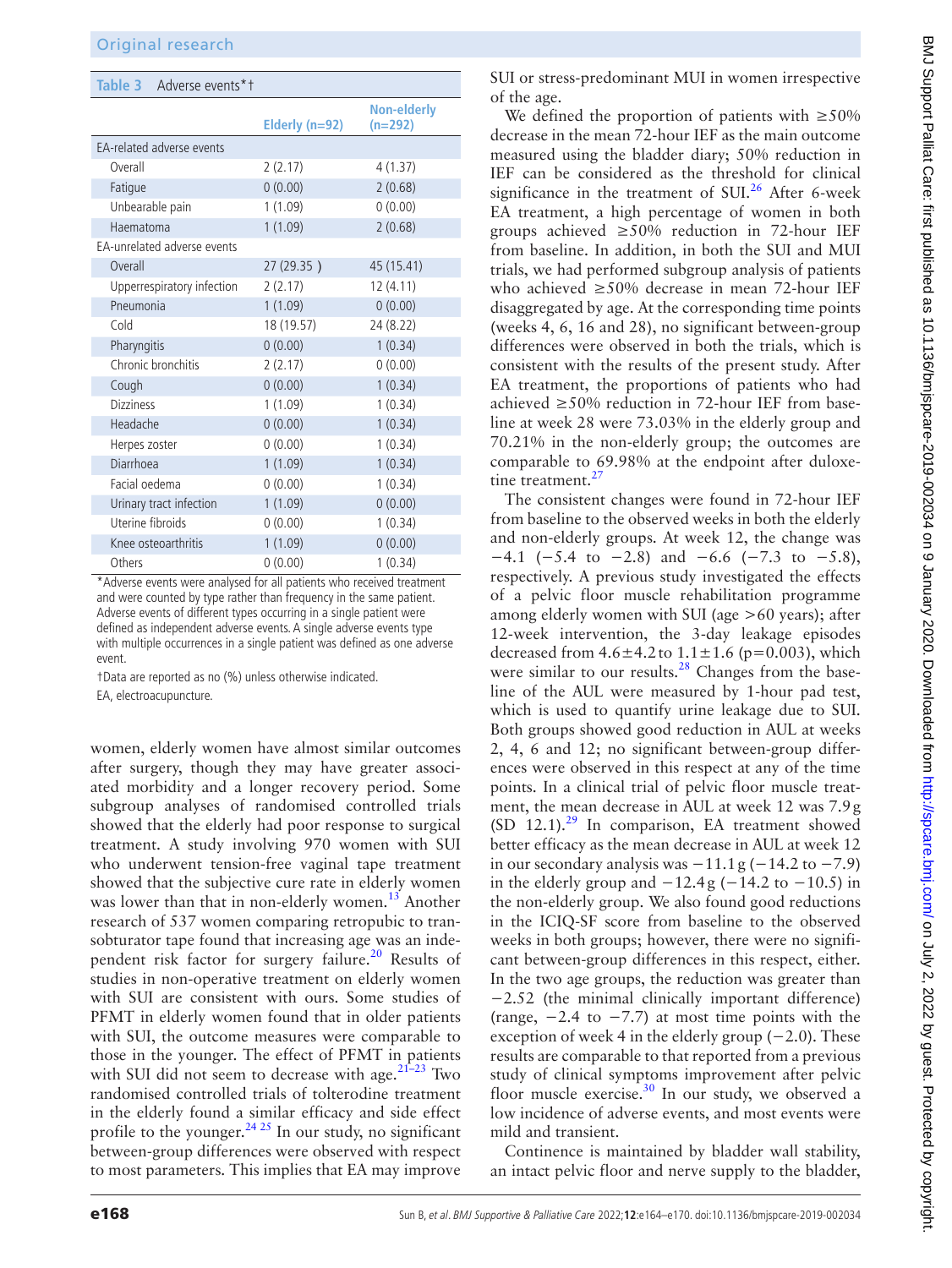**Table 3** Adverse events*†

| | Elderly (n=92) | Non-elderly (n=292) |
|---|---|---|
| EA-related adverse events | | |
| Overall | 2 (2.17) | 4 (1.37) |
| Fatigue | 0 (0.00) | 2 (0.68) |
| Unbearable pain | 1 (1.09) | 0 (0.00) |
| Haematoma | 1 (1.09) | 2 (0.68) |
| EA-unrelated adverse events | | |
| Overall | 27 (29.35 ) | 45 (15.41) |
| Upperrespiratory infection | 2 (2.17) | 12 (4.11) |
| Pneumonia | 1 (1.09) | 0 (0.00) |
| Cold | 18 (19.57) | 24 (8.22) |
| Pharyngitis | 0 (0.00) | 1 (0.34) |
| Chronic bronchitis | 2 (2.17) | 0 (0.00) |
| Cough | 0 (0.00) | 1 (0.34) |
| Dizziness | 1 (1.09) | 1 (0.34) |
| Headache | 0 (0.00) | 1 (0.34) |
| Herpes zoster | 0 (0.00) | 1 (0.34) |
| Diarrhoea | 1 (1.09) | 1 (0.34) |
| Facial oedema | 0 (0.00) | 1 (0.34) |
| Urinary tract infection | 1 (1.09) | 0 (0.00) |
| Uterine fibroids | 0 (0.00) | 1 (0.34) |
| Knee osteoarthritis | 1 (1.09) | 0 (0.00) |
| Others | 0 (0.00) | 1 (0.34) |

*Adverse events were analysed for all patients who received treatment and were counted by type rather than frequency in the same patient. Adverse events of different types occurring in a single patient were defined as independent adverse events. A single adverse events type with multiple occurrences in a single patient was defined as one adverse event.

†Data are reported as no (%) unless otherwise indicated.

EA, electroacupuncture.

women, elderly women have almost similar outcomes after surgery, though they may have greater associated morbidity and a longer recovery period. Some subgroup analyses of randomised controlled trials showed that the elderly had poor response to surgical treatment. A study involving 970 women with SUI who underwent tension-free vaginal tape treatment showed that the subjective cure rate in elderly women was lower than that in non-elderly women.[13] Another research of 537 women comparing retropubic to transobturator tape found that increasing age was an independent risk factor for surgery failure.[20] Results of studies in non-operative treatment on elderly women with SUI are consistent with ours. Some studies of PFMT in elderly women found that in older patients with SUI, the outcome measures were comparable to those in the younger. The effect of PFMT in patients with SUI did not seem to decrease with age.[21–23] Two randomised controlled trials of tolterodine treatment in the elderly found a similar efficacy and side effect profile to the younger.[24 25] In our study, no significant between-group differences were observed with respect to most parameters. This implies that EA may improve SUI or stress-predominant MUI in women irrespective of the age.

We defined the proportion of patients with ≥50% decrease in the mean 72-hour IEF as the main outcome measured using the bladder diary; 50% reduction in IEF can be considered as the threshold for clinical significance in the treatment of SUI.[26] After 6-week EA treatment, a high percentage of women in both groups achieved ≥50% reduction in 72-hour IEF from baseline. In addition, in both the SUI and MUI trials, we had performed subgroup analysis of patients who achieved ≥50% decrease in mean 72-hour IEF disaggregated by age. At the corresponding time points (weeks 4, 6, 16 and 28), no significant between-group differences were observed in both the trials, which is consistent with the results of the present study. After EA treatment, the proportions of patients who had achieved ≥50% reduction in 72-hour IEF from baseline at week 28 were 73.03% in the elderly group and 70.21% in the non-elderly group; the outcomes are comparable to 69.98% at the endpoint after duloxetine treatment.[27]

The consistent changes were found in 72-hour IEF from baseline to the observed weeks in both the elderly and non-elderly groups. At week 12, the change was −4.1 (−5.4 to −2.8) and −6.6 (−7.3 to −5.8), respectively. A previous study investigated the effects of a pelvic floor muscle rehabilitation programme among elderly women with SUI (age >60 years); after 12-week intervention, the 3-day leakage episodes decreased from 4.6±4.2 to 1.1±1.6 (p=0.003), which were similar to our results.[28] Changes from the baseline of the AUL were measured by 1-hour pad test, which is used to quantify urine leakage due to SUI. Both groups showed good reduction in AUL at weeks 2, 4, 6 and 12; no significant between-group differences were observed in this respect at any of the time points. In a clinical trial of pelvic floor muscle treatment, the mean decrease in AUL at week 12 was 7.9 g (SD 12.1).[29] In comparison, EA treatment showed better efficacy as the mean decrease in AUL at week 12 in our secondary analysis was −11.1 g (−14.2 to −7.9) in the elderly group and −12.4 g (−14.2 to −10.5) in the non-elderly group. We also found good reductions in the ICIQ-SF score from baseline to the observed weeks in both groups; however, there were no significant between-group differences in this respect, either. In the two age groups, the reduction was greater than −2.52 (the minimal clinically important difference) (range, −2.4 to −7.7) at most time points with the exception of week 4 in the elderly group (−2.0). These results are comparable to that reported from a previous study of clinical symptoms improvement after pelvic floor muscle exercise.[30] In our study, we observed a low incidence of adverse events, and most events were mild and transient.

Continence is maintained by bladder wall stability, an intact pelvic floor and nerve supply to the bladder,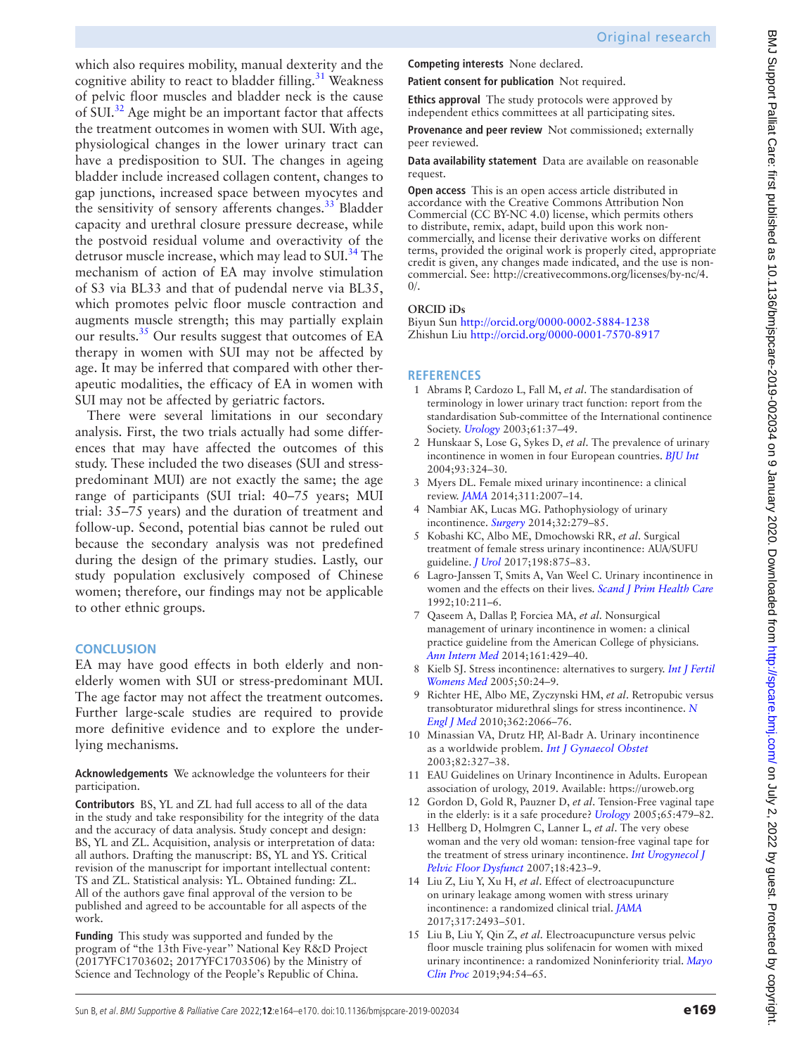which also requires mobility, manual dexterity and the cognitive ability to react to bladder filling.[31] Weakness of pelvic floor muscles and bladder neck is the cause of SUI.[32] Age might be an important factor that affects the treatment outcomes in women with SUI. With age, physiological changes in the lower urinary tract can have a predisposition to SUI. The changes in ageing bladder include increased collagen content, changes to gap junctions, increased space between myocytes and the sensitivity of sensory afferents changes.[33] Bladder capacity and urethral closure pressure decrease, while the postvoid residual volume and overactivity of the detrusor muscle increase, which may lead to SUI.[34] The mechanism of action of EA may involve stimulation of S3 via BL33 and that of pudendal nerve via BL35, which promotes pelvic floor muscle contraction and augments muscle strength; this may partially explain our results.[35] Our results suggest that outcomes of EA therapy in women with SUI may not be affected by age. It may be inferred that compared with other therapeutic modalities, the efficacy of EA in women with SUI may not be affected by geriatric factors.

There were several limitations in our secondary analysis. First, the two trials actually had some differences that may have affected the outcomes of this study. These included the two diseases (SUI and stress-predominant MUI) are not exactly the same; the age range of participants (SUI trial: 40–75 years; MUI trial: 35–75 years) and the duration of treatment and follow-up. Second, potential bias cannot be ruled out because the secondary analysis was not predefined during the design of the primary studies. Lastly, our study population exclusively composed of Chinese women; therefore, our findings may not be applicable to other ethnic groups.

## CONCLUSION

EA may have good effects in both elderly and non-elderly women with SUI or stress-predominant MUI. The age factor may not affect the treatment outcomes. Further large-scale studies are required to provide more definitive evidence and to explore the underlying mechanisms.

**Acknowledgements** We acknowledge the volunteers for their participation.

**Contributors** BS, YL and ZL had full access to all of the data in the study and take responsibility for the integrity of the data and the accuracy of data analysis. Study concept and design: BS, YL and ZL. Acquisition, analysis or interpretation of data: all authors. Drafting the manuscript: BS, YL and YS. Critical revision of the manuscript for important intellectual content: TS and ZL. Statistical analysis: YL. Obtained funding: ZL. All of the authors gave final approval of the version to be published and agreed to be accountable for all aspects of the work.

**Funding** This study was supported and funded by the program of "the 13th Five-year" National Key R&D Project (2017YFC1703602; 2017YFC1703506) by the Ministry of Science and Technology of the People's Republic of China.

**Competing interests** None declared.

**Patient consent for publication** Not required.

**Ethics approval** The study protocols were approved by independent ethics committees at all participating sites.

**Provenance and peer review** Not commissioned; externally peer reviewed.

**Data availability statement** Data are available on reasonable request.

**Open access** This is an open access article distributed in accordance with the Creative Commons Attribution Non Commercial (CC BY-NC 4.0) license, which permits others to distribute, remix, adapt, build upon this work non-commercially, and license their derivative works on different terms, provided the original work is properly cited, appropriate credit is given, any changes made indicated, and the use is non-commercial. See: http://creativecommons.org/licenses/by-nc/4.0/.

### ORCID iDs

Biyun Sun http://orcid.org/0000-0002-5884-1238
Zhishun Liu http://orcid.org/0000-0001-7570-8917

## REFERENCES

1. Abrams P, Cardozo L, Fall M, *et al*. The standardisation of terminology in lower urinary tract function: report from the standardisation Sub-committee of the International continence Society. *Urology* 2003;61:37–49.
2. Hunskaar S, Lose G, Sykes D, *et al*. The prevalence of urinary incontinence in women in four European countries. *BJU Int* 2004;93:324–30.
3. Myers DL. Female mixed urinary incontinence: a clinical review. *JAMA* 2014;311:2007–14.
4. Nambiar AK, Lucas MG. Pathophysiology of urinary incontinence. *Surgery* 2014;32:279–85.
5. Kobashi KC, Albo ME, Dmochowski RR, *et al*. Surgical treatment of female stress urinary incontinence: AUA/SUFU guideline. *J Urol* 2017;198:875–83.
6. Lagro-Janssen T, Smits A, Van Weel C. Urinary incontinence in women and the effects on their lives. *Scand J Prim Health Care* 1992;10:211–6.
7. Qaseem A, Dallas P, Forciea MA, *et al*. Nonsurgical management of urinary incontinence in women: a clinical practice guideline from the American College of physicians. *Ann Intern Med* 2014;161:429–40.
8. Kielb SJ. Stress incontinence: alternatives to surgery. *Int J Fertil Womens Med* 2005;50:24–9.
9. Richter HE, Albo ME, Zyczynski HM, *et al*. Retropubic versus transobturator midurethral slings for stress incontinence. *N Engl J Med* 2010;362:2066–76.
10. Minassian VA, Drutz HP, Al-Badr A. Urinary incontinence as a worldwide problem. *Int J Gynaecol Obstet* 2003;82:327–38.
11. EAU Guidelines on Urinary Incontinence in Adults. European association of urology, 2019. Available: https://uroweb.org
12. Gordon D, Gold R, Pauzner D, *et al*. Tension-Free vaginal tape in the elderly: is it a safe procedure? *Urology* 2005;65:479–82.
13. Hellberg D, Holmgren C, Lanner L, *et al*. The very obese woman and the very old woman: tension-free vaginal tape for the treatment of stress urinary incontinence. *Int Urogynecol J Pelvic Floor Dysfunct* 2007;18:423–9.
14. Liu Z, Liu Y, Xu H, *et al*. Effect of electroacupuncture on urinary leakage among women with stress urinary incontinence: a randomized clinical trial. *JAMA* 2017;317:2493–501.
15. Liu B, Liu Y, Qin Z, *et al*. Electroacupuncture versus pelvic floor muscle training plus solifenacin for women with mixed urinary incontinence: a randomized Noninferiority trial. *Mayo Clin Proc* 2019;94:54–65.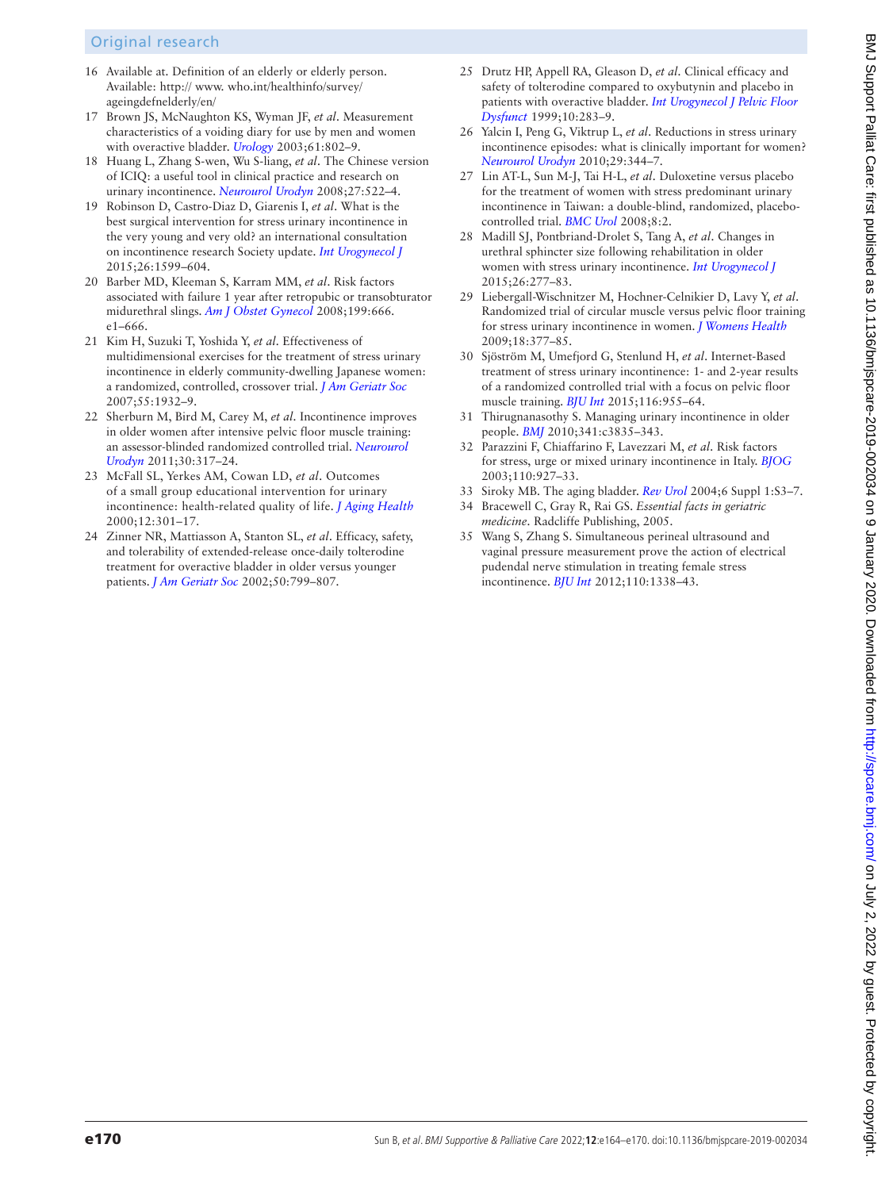16 Available at. Definition of an elderly or elderly person. Available: http:// www. who.int/healthinfo/survey/ageingdefnelderly/en/

17 Brown JS, McNaughton KS, Wyman JF, *et al*. Measurement characteristics of a voiding diary for use by men and women with overactive bladder. *Urology* 2003;61:802–9.

18 Huang L, Zhang S-wen, Wu S-liang, *et al*. The Chinese version of ICIQ: a useful tool in clinical practice and research on urinary incontinence. *Neurourol Urodyn* 2008;27:522–4.

19 Robinson D, Castro-Diaz D, Giarenis I, *et al*. What is the best surgical intervention for stress urinary incontinence in the very young and very old? an international consultation on incontinence research Society update. *Int Urogynecol J* 2015;26:1599–604.

20 Barber MD, Kleeman S, Karram MM, *et al*. Risk factors associated with failure 1 year after retropubic or transobturator midurethral slings. *Am J Obstet Gynecol* 2008;199:666.e1–666.

21 Kim H, Suzuki T, Yoshida Y, *et al*. Effectiveness of multidimensional exercises for the treatment of stress urinary incontinence in elderly community-dwelling Japanese women: a randomized, controlled, crossover trial. *J Am Geriatr Soc* 2007;55:1932–9.

22 Sherburn M, Bird M, Carey M, *et al*. Incontinence improves in older women after intensive pelvic floor muscle training: an assessor-blinded randomized controlled trial. *Neurourol Urodyn* 2011;30:317–24.

23 McFall SL, Yerkes AM, Cowan LD, *et al*. Outcomes of a small group educational intervention for urinary incontinence: health-related quality of life. *J Aging Health* 2000;12:301–17.

24 Zinner NR, Mattiasson A, Stanton SL, *et al*. Efficacy, safety, and tolerability of extended-release once-daily tolterodine treatment for overactive bladder in older versus younger patients. *J Am Geriatr Soc* 2002;50:799–807.

25 Drutz HP, Appell RA, Gleason D, *et al*. Clinical efficacy and safety of tolterodine compared to oxybutynin and placebo in patients with overactive bladder. *Int Urogynecol J Pelvic Floor Dysfunct* 1999;10:283–9.

26 Yalcin I, Peng G, Viktrup L, *et al*. Reductions in stress urinary incontinence episodes: what is clinically important for women? *Neurourol Urodyn* 2010;29:344–7.

27 Lin AT-L, Sun M-J, Tai H-L, *et al*. Duloxetine versus placebo for the treatment of women with stress predominant urinary incontinence in Taiwan: a double-blind, randomized, placebo-controlled trial. *BMC Urol* 2008;8:2.

28 Madill SJ, Pontbriand-Drolet S, Tang A, *et al*. Changes in urethral sphincter size following rehabilitation in older women with stress urinary incontinence. *Int Urogynecol J* 2015;26:277–83.

29 Liebergall-Wischnitzer M, Hochner-Celnikier D, Lavy Y, *et al*. Randomized trial of circular muscle versus pelvic floor training for stress urinary incontinence in women. *J Womens Health* 2009;18:377–85.

30 Sjöström M, Umefjord G, Stenlund H, *et al*. Internet-Based treatment of stress urinary incontinence: 1- and 2-year results of a randomized controlled trial with a focus on pelvic floor muscle training. *BJU Int* 2015;116:955–64.

31 Thirugnanasothy S. Managing urinary incontinence in older people. *BMJ* 2010;341:c3835–343.

32 Parazzini F, Chiaffarino F, Lavezzari M, *et al*. Risk factors for stress, urge or mixed urinary incontinence in Italy. *BJOG* 2003;110:927–33.

33 Siroky MB. The aging bladder. *Rev Urol* 2004;6 Suppl 1:S3–7.

34 Bracewell C, Gray R, Rai GS. *Essential facts in geriatric medicine*. Radcliffe Publishing, 2005.

35 Wang S, Zhang S. Simultaneous perineal ultrasound and vaginal pressure measurement prove the action of electrical pudendal nerve stimulation in treating female stress incontinence. *BJU Int* 2012;110:1338–43.